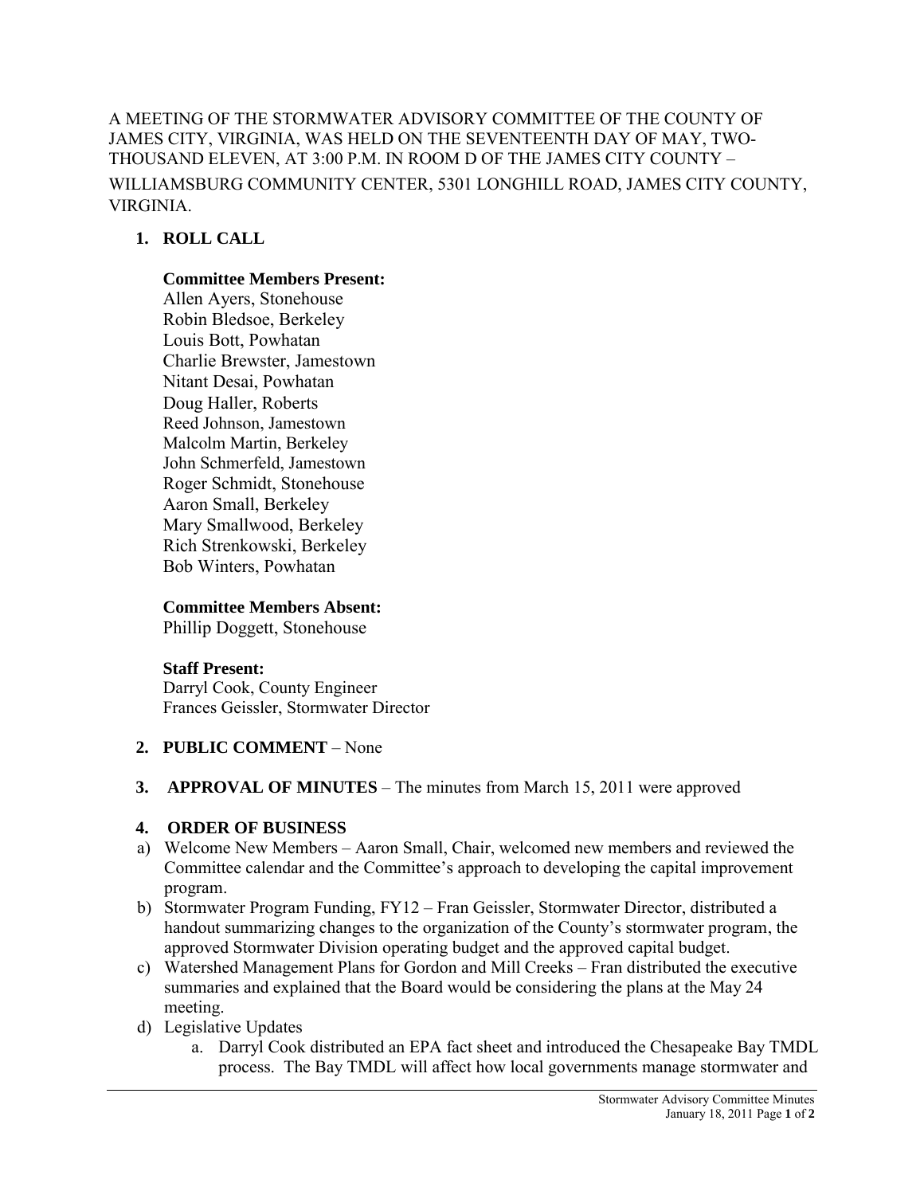A MEETING OF THE STORMWATER ADVISORY COMMITTEE OF THE COUNTY OF JAMES CITY, VIRGINIA, WAS HELD ON THE SEVENTEENTH DAY OF MAY, TWO-THOUSAND ELEVEN, AT 3:00 P.M. IN ROOM D OF THE JAMES CITY COUNTY – WILLIAMSBURG COMMUNITY CENTER, 5301 LONGHILL ROAD, JAMES CITY COUNTY, VIRGINIA.

1. **ROLL CALL**

   **Committee Members Present:**
   Allen Ayers, Stonehouse
   Robin Bledsoe, Berkeley
   Louis Bott, Powhatan
   Charlie Brewster, Jamestown
   Nitant Desai, Powhatan
   Doug Haller, Roberts
   Reed Johnson, Jamestown
   Malcolm Martin, Berkeley
   John Schmerfeld, Jamestown
   Roger Schmidt, Stonehouse
   Aaron Small, Berkeley
   Mary Smallwood, Berkeley
   Rich Strenkowski, Berkeley
   Bob Winters, Powhatan

   **Committee Members Absent:**
   Phillip Doggett, Stonehouse

   **Staff Present:**
   Darryl Cook, County Engineer
   Frances Geissler, Stormwater Director

2. **PUBLIC COMMENT** – None

3. **APPROVAL OF MINUTES** – The minutes from March 15, 2011 were approved

4. **ORDER OF BUSINESS**

a) Welcome New Members – Aaron Small, Chair, welcomed new members and reviewed the Committee calendar and the Committee's approach to developing the capital improvement program.
b) Stormwater Program Funding, FY12 – Fran Geissler, Stormwater Director, distributed a handout summarizing changes to the organization of the County's stormwater program, the approved Stormwater Division operating budget and the approved capital budget.
c) Watershed Management Plans for Gordon and Mill Creeks – Fran distributed the executive summaries and explained that the Board would be considering the plans at the May 24 meeting.
d) Legislative Updates
   a. Darryl Cook distributed an EPA fact sheet and introduced the Chesapeake Bay TMDL process. The Bay TMDL will affect how local governments manage stormwater and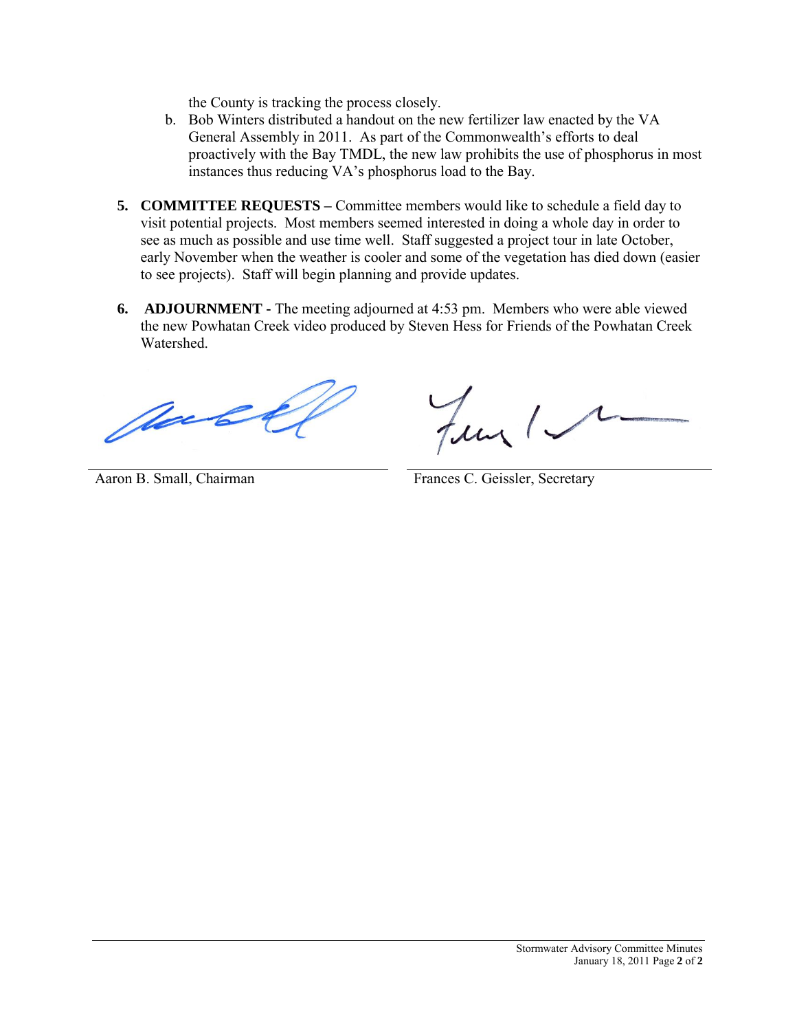the County is tracking the process closely.

b. Bob Winters distributed a handout on the new fertilizer law enacted by the VA General Assembly in 2011. As part of the Commonwealth's efforts to deal proactively with the Bay TMDL, the new law prohibits the use of phosphorus in most instances thus reducing VA's phosphorus load to the Bay.

5. **COMMITTEE REQUESTS –** Committee members would like to schedule a field day to visit potential projects. Most members seemed interested in doing a whole day in order to see as much as possible and use time well. Staff suggested a project tour in late October, early November when the weather is cooler and some of the vegetation has died down (easier to see projects). Staff will begin planning and provide updates.

6. **ADJOURNMENT -** The meeting adjourned at 4:53 pm. Members who were able viewed the new Powhatan Creek video produced by Steven Hess for Friends of the Powhatan Creek Watershed.

Aaron B. Small, Chairman

Frances C. Geissler, Secretary